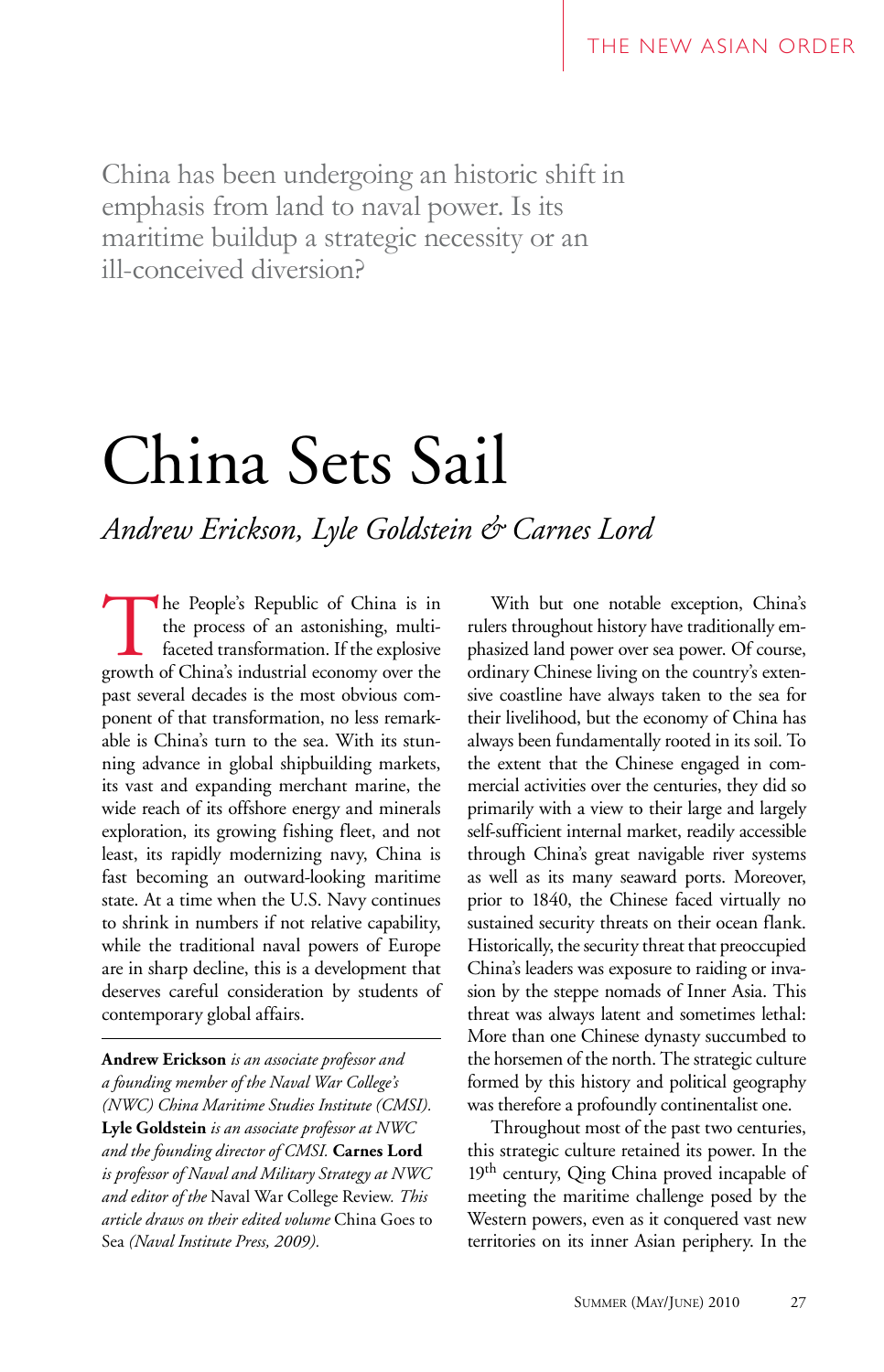China has been undergoing an historic shift in emphasis from land to naval power. Is its maritime buildup a strategic necessity or an ill-conceived diversion?

# China Sets Sail

*Andrew Erickson, Lyle Goldstein & Carnes Lord*

The People's Republic of China is in the process of an astonishing, multifaceted transformation. If the explosive growth of China's industrial economy over the past several decades is the most obvious component of that transformation, no less remarkable is China's turn to the sea. With its stunning advance in global shipbuilding markets, its vast and expanding merchant marine, the wide reach of its offshore energy and minerals exploration, its growing fishing fleet, and not least, its rapidly modernizing navy, China is fast becoming an outward-looking maritime state. At a time when the U.S. Navy continues to shrink in numbers if not relative capability, while the traditional naval powers of Europe are in sharp decline, this is a development that deserves careful consideration by students of contemporary global affairs.

**Andrew Erickson** *is an associate professor and a founding member of the Naval War College's (NWC) China Maritime Studies Institute (CMSI).* **Lyle Goldstein** *is an associate professor at NWC and the founding director of CMSI.* **Carnes Lord** *is professor of Naval and Military Strategy at NWC and editor of the* Naval War College Review. *This article draws on their edited volume* China Goes to Sea *(Naval Institute Press, 2009).*

With but one notable exception, China's rulers throughout history have traditionally emphasized land power over sea power. Of course, ordinary Chinese living on the country's extensive coastline have always taken to the sea for their livelihood, but the economy of China has always been fundamentally rooted in its soil. To the extent that the Chinese engaged in commercial activities over the centuries, they did so primarily with a view to their large and largely self-sufficient internal market, readily accessible through China's great navigable river systems as well as its many seaward ports. Moreover, prior to 1840, the Chinese faced virtually no sustained security threats on their ocean flank. Historically, the security threat that preoccupied China's leaders was exposure to raiding or invasion by the steppe nomads of Inner Asia. This threat was always latent and sometimes lethal: More than one Chinese dynasty succumbed to the horsemen of the north. The strategic culture formed by this history and political geography was therefore a profoundly continentalist one.

Throughout most of the past two centuries, this strategic culture retained its power. In the 19th century, Qing China proved incapable of meeting the maritime challenge posed by the Western powers, even as it conquered vast new territories on its inner Asian periphery. In the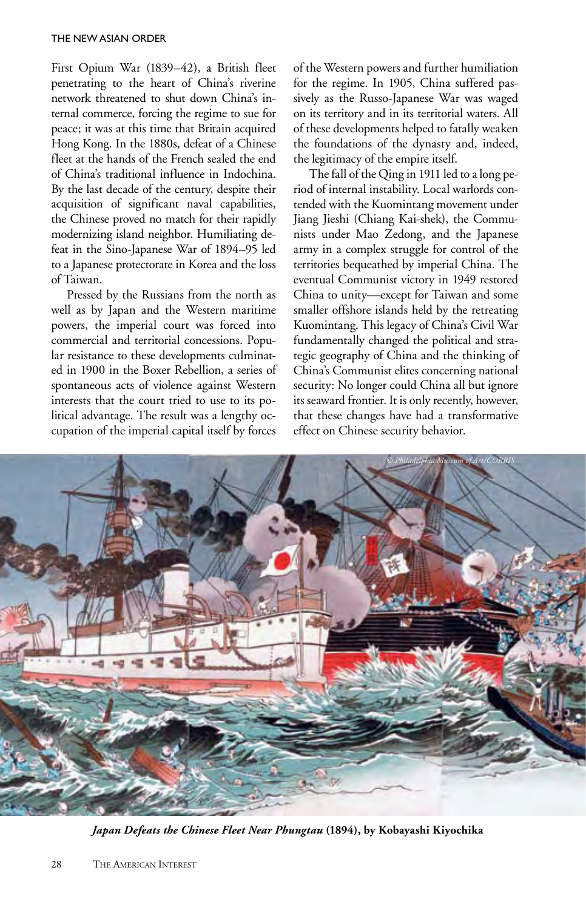First Opium War (1839–42), a British fleet penetrating to the heart of China's riverine network threatened to shut down China's internal commerce, forcing the regime to sue for peace; it was at this time that Britain acquired Hong Kong. In the 1880s, defeat of a Chinese fleet at the hands of the French sealed the end of China's traditional influence in Indochina. By the last decade of the century, despite their acquisition of significant naval capabilities, the Chinese proved no match for their rapidly modernizing island neighbor. Humiliating defeat in the Sino-Japanese War of 1894–95 led to a Japanese protectorate in Korea and the loss of Taiwan.

Pressed by the Russians from the north as well as by Japan and the Western maritime powers, the imperial court was forced into commercial and territorial concessions. Popular resistance to these developments culminated in 1900 in the Boxer Rebellion, a series of spontaneous acts of violence against Western interests that the court tried to use to its political advantage. The result was a lengthy occupation of the imperial capital itself by forces of the Western powers and further humiliation for the regime. In 1905, China suffered passively as the Russo-Japanese War was waged on its territory and in its territorial waters. All of these developments helped to fatally weaken the foundations of the dynasty and, indeed, the legitimacy of the empire itself.

The fall of the Qing in 1911 led to a long period of internal instability. Local warlords contended with the Kuomintang movement under Jiang Jieshi (Chiang Kai-shek), the Communists under Mao Zedong, and the Japanese army in a complex struggle for control of the territories bequeathed by imperial China. The eventual Communist victory in 1949 restored China to unity—except for Taiwan and some smaller offshore islands held by the retreating Kuomintang. This legacy of China's Civil War fundamentally changed the political and strategic geography of China and the thinking of China's Communist elites concerning national security: No longer could China all but ignore its seaward frontier. It is only recently, however, that these changes have had a transformative effect on Chinese security behavior.

© Philadelphia Museum of Art/CORBIS

***Japan Defeats the Chinese Fleet Near Phungtau*** **(1894), by Kobayashi Kiyochika**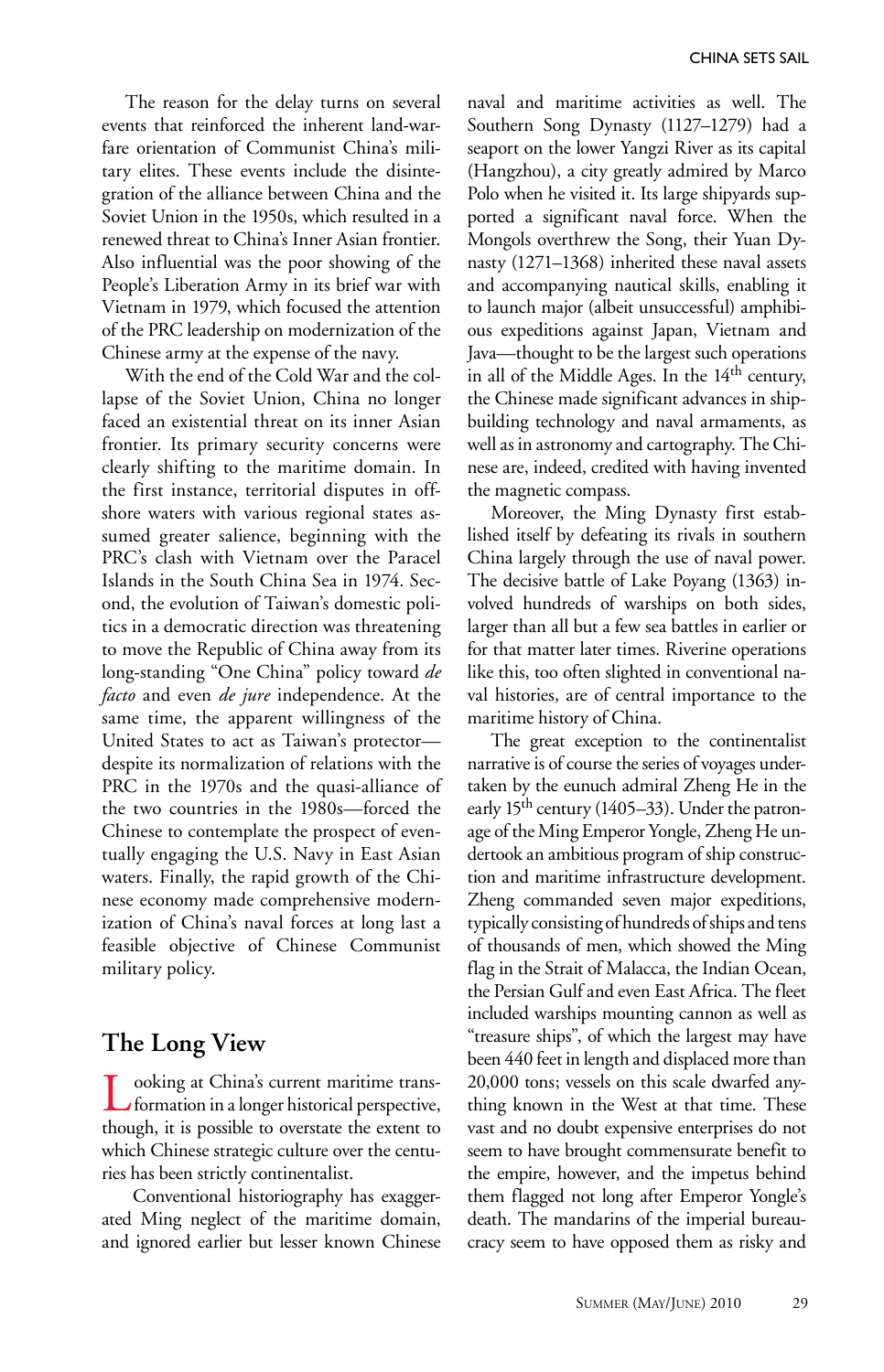The reason for the delay turns on several events that reinforced the inherent land-warfare orientation of Communist China's military elites. These events include the disintegration of the alliance between China and the Soviet Union in the 1950s, which resulted in a renewed threat to China's Inner Asian frontier. Also influential was the poor showing of the People's Liberation Army in its brief war with Vietnam in 1979, which focused the attention of the PRC leadership on modernization of the Chinese army at the expense of the navy.

With the end of the Cold War and the collapse of the Soviet Union, China no longer faced an existential threat on its inner Asian frontier. Its primary security concerns were clearly shifting to the maritime domain. In the first instance, territorial disputes in offshore waters with various regional states assumed greater salience, beginning with the PRC's clash with Vietnam over the Paracel Islands in the South China Sea in 1974. Second, the evolution of Taiwan's domestic politics in a democratic direction was threatening to move the Republic of China away from its long-standing "One China" policy toward *de facto* and even *de jure* independence. At the same time, the apparent willingness of the United States to act as Taiwan's protector—despite its normalization of relations with the PRC in the 1970s and the quasi-alliance of the two countries in the 1980s—forced the Chinese to contemplate the prospect of eventually engaging the U.S. Navy in East Asian waters. Finally, the rapid growth of the Chinese economy made comprehensive modernization of China's naval forces at long last a feasible objective of Chinese Communist military policy.

## The Long View

Looking at China's current maritime transformation in a longer historical perspective, though, it is possible to overstate the extent to which Chinese strategic culture over the centuries has been strictly continentalist.

Conventional historiography has exaggerated Ming neglect of the maritime domain, and ignored earlier but lesser known Chinese naval and maritime activities as well. The Southern Song Dynasty (1127–1279) had a seaport on the lower Yangzi River as its capital (Hangzhou), a city greatly admired by Marco Polo when he visited it. Its large shipyards supported a significant naval force. When the Mongols overthrew the Song, their Yuan Dynasty (1271–1368) inherited these naval assets and accompanying nautical skills, enabling it to launch major (albeit unsuccessful) amphibious expeditions against Japan, Vietnam and Java—thought to be the largest such operations in all of the Middle Ages. In the 14th century, the Chinese made significant advances in shipbuilding technology and naval armaments, as well as in astronomy and cartography. The Chinese are, indeed, credited with having invented the magnetic compass.

Moreover, the Ming Dynasty first established itself by defeating its rivals in southern China largely through the use of naval power. The decisive battle of Lake Poyang (1363) involved hundreds of warships on both sides, larger than all but a few sea battles in earlier or for that matter later times. Riverine operations like this, too often slighted in conventional naval histories, are of central importance to the maritime history of China.

The great exception to the continentalist narrative is of course the series of voyages undertaken by the eunuch admiral Zheng He in the early 15th century (1405–33). Under the patronage of the Ming Emperor Yongle, Zheng He undertook an ambitious program of ship construction and maritime infrastructure development. Zheng commanded seven major expeditions, typically consisting of hundreds of ships and tens of thousands of men, which showed the Ming flag in the Strait of Malacca, the Indian Ocean, the Persian Gulf and even East Africa. The fleet included warships mounting cannon as well as "treasure ships", of which the largest may have been 440 feet in length and displaced more than 20,000 tons; vessels on this scale dwarfed anything known in the West at that time. These vast and no doubt expensive enterprises do not seem to have brought commensurate benefit to the empire, however, and the impetus behind them flagged not long after Emperor Yongle's death. The mandarins of the imperial bureaucracy seem to have opposed them as risky and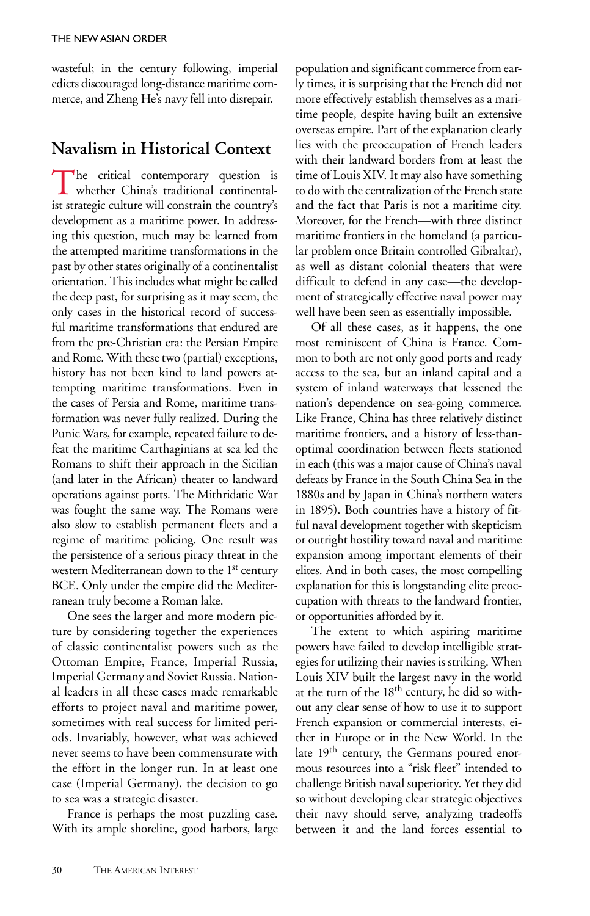wasteful; in the century following, imperial edicts discouraged long-distance maritime commerce, and Zheng He's navy fell into disrepair.

## Navalism in Historical Context

The critical contemporary question is whether China's traditional continentalist strategic culture will constrain the country's development as a maritime power. In addressing this question, much may be learned from the attempted maritime transformations in the past by other states originally of a continentalist orientation. This includes what might be called the deep past, for surprising as it may seem, the only cases in the historical record of successful maritime transformations that endured are from the pre-Christian era: the Persian Empire and Rome. With these two (partial) exceptions, history has not been kind to land powers attempting maritime transformations. Even in the cases of Persia and Rome, maritime transformation was never fully realized. During the Punic Wars, for example, repeated failure to defeat the maritime Carthaginians at sea led the Romans to shift their approach in the Sicilian (and later in the African) theater to landward operations against ports. The Mithridatic War was fought the same way. The Romans were also slow to establish permanent fleets and a regime of maritime policing. One result was the persistence of a serious piracy threat in the western Mediterranean down to the 1st century BCE. Only under the empire did the Mediterranean truly become a Roman lake.

One sees the larger and more modern picture by considering together the experiences of classic continentalist powers such as the Ottoman Empire, France, Imperial Russia, Imperial Germany and Soviet Russia. National leaders in all these cases made remarkable efforts to project naval and maritime power, sometimes with real success for limited periods. Invariably, however, what was achieved never seems to have been commensurate with the effort in the longer run. In at least one case (Imperial Germany), the decision to go to sea was a strategic disaster.

France is perhaps the most puzzling case. With its ample shoreline, good harbors, large population and significant commerce from early times, it is surprising that the French did not more effectively establish themselves as a maritime people, despite having built an extensive overseas empire. Part of the explanation clearly lies with the preoccupation of French leaders with their landward borders from at least the time of Louis XIV. It may also have something to do with the centralization of the French state and the fact that Paris is not a maritime city. Moreover, for the French—with three distinct maritime frontiers in the homeland (a particular problem once Britain controlled Gibraltar), as well as distant colonial theaters that were difficult to defend in any case—the development of strategically effective naval power may well have been seen as essentially impossible.

Of all these cases, as it happens, the one most reminiscent of China is France. Common to both are not only good ports and ready access to the sea, but an inland capital and a system of inland waterways that lessened the nation's dependence on sea-going commerce. Like France, China has three relatively distinct maritime frontiers, and a history of less-than-optimal coordination between fleets stationed in each (this was a major cause of China's naval defeats by France in the South China Sea in the 1880s and by Japan in China's northern waters in 1895). Both countries have a history of fitful naval development together with skepticism or outright hostility toward naval and maritime expansion among important elements of their elites. And in both cases, the most compelling explanation for this is longstanding elite preoccupation with threats to the landward frontier, or opportunities afforded by it.

The extent to which aspiring maritime powers have failed to develop intelligible strategies for utilizing their navies is striking. When Louis XIV built the largest navy in the world at the turn of the 18th century, he did so without any clear sense of how to use it to support French expansion or commercial interests, either in Europe or in the New World. In the late 19th century, the Germans poured enormous resources into a "risk fleet" intended to challenge British naval superiority. Yet they did so without developing clear strategic objectives their navy should serve, analyzing tradeoffs between it and the land forces essential to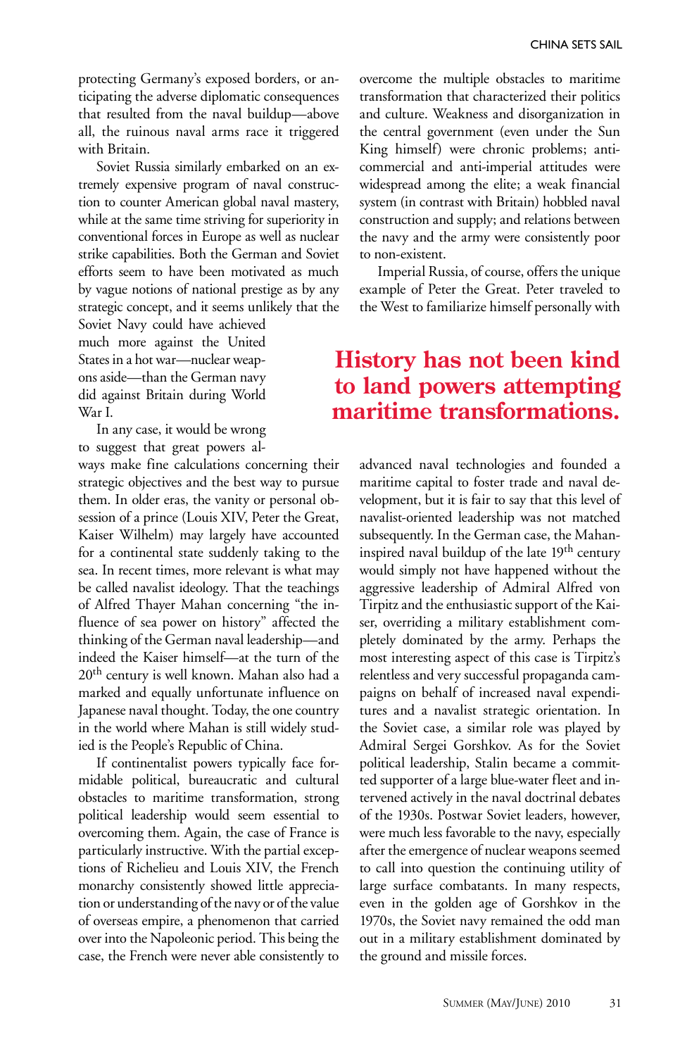protecting Germany's exposed borders, or anticipating the adverse diplomatic consequences that resulted from the naval buildup—above all, the ruinous naval arms race it triggered with Britain.

Soviet Russia similarly embarked on an extremely expensive program of naval construction to counter American global naval mastery, while at the same time striving for superiority in conventional forces in Europe as well as nuclear strike capabilities. Both the German and Soviet efforts seem to have been motivated as much by vague notions of national prestige as by any strategic concept, and it seems unlikely that the Soviet Navy could have achieved much more against the United States in a hot war—nuclear weapons aside—than the German navy did against Britain during World War I.

In any case, it would be wrong to suggest that great powers always make fine calculations concerning their strategic objectives and the best way to pursue them. In older eras, the vanity or personal obsession of a prince (Louis XIV, Peter the Great, Kaiser Wilhelm) may largely have accounted for a continental state suddenly taking to the sea. In recent times, more relevant is what may be called navalist ideology. That the teachings of Alfred Thayer Mahan concerning "the influence of sea power on history" affected the thinking of the German naval leadership—and indeed the Kaiser himself—at the turn of the 20th century is well known. Mahan also had a marked and equally unfortunate influence on Japanese naval thought. Today, the one country in the world where Mahan is still widely studied is the People's Republic of China.

If continentalist powers typically face formidable political, bureaucratic and cultural obstacles to maritime transformation, strong political leadership would seem essential to overcoming them. Again, the case of France is particularly instructive. With the partial exceptions of Richelieu and Louis XIV, the French monarchy consistently showed little appreciation or understanding of the navy or of the value of overseas empire, a phenomenon that carried over into the Napoleonic period. This being the case, the French were never able consistently to overcome the multiple obstacles to maritime transformation that characterized their politics and culture. Weakness and disorganization in the central government (even under the Sun King himself) were chronic problems; anti-commercial and anti-imperial attitudes were widespread among the elite; a weak financial system (in contrast with Britain) hobbled naval construction and supply; and relations between the navy and the army were consistently poor to non-existent.

Imperial Russia, of course, offers the unique example of Peter the Great. Peter traveled to the West to familiarize himself personally with advanced naval technologies and founded a maritime capital to foster trade and naval development, but it is fair to say that this level of navalist-oriented leadership was not matched subsequently. In the German case, the Mahan-inspired naval buildup of the late 19th century would simply not have happened without the aggressive leadership of Admiral Alfred von Tirpitz and the enthusiastic support of the Kaiser, overriding a military establishment completely dominated by the army. Perhaps the most interesting aspect of this case is Tirpitz's relentless and very successful propaganda campaigns on behalf of increased naval expenditures and a navalist strategic orientation. In the Soviet case, a similar role was played by Admiral Sergei Gorshkov. As for the Soviet political leadership, Stalin became a committed supporter of a large blue-water fleet and intervened actively in the naval doctrinal debates of the 1930s. Postwar Soviet leaders, however, were much less favorable to the navy, especially after the emergence of nuclear weapons seemed to call into question the continuing utility of large surface combatants. In many respects, even in the golden age of Gorshkov in the 1970s, the Soviet navy remained the odd man out in a military establishment dominated by the ground and missile forces.

**History has not been kind to land powers attempting maritime transformations.**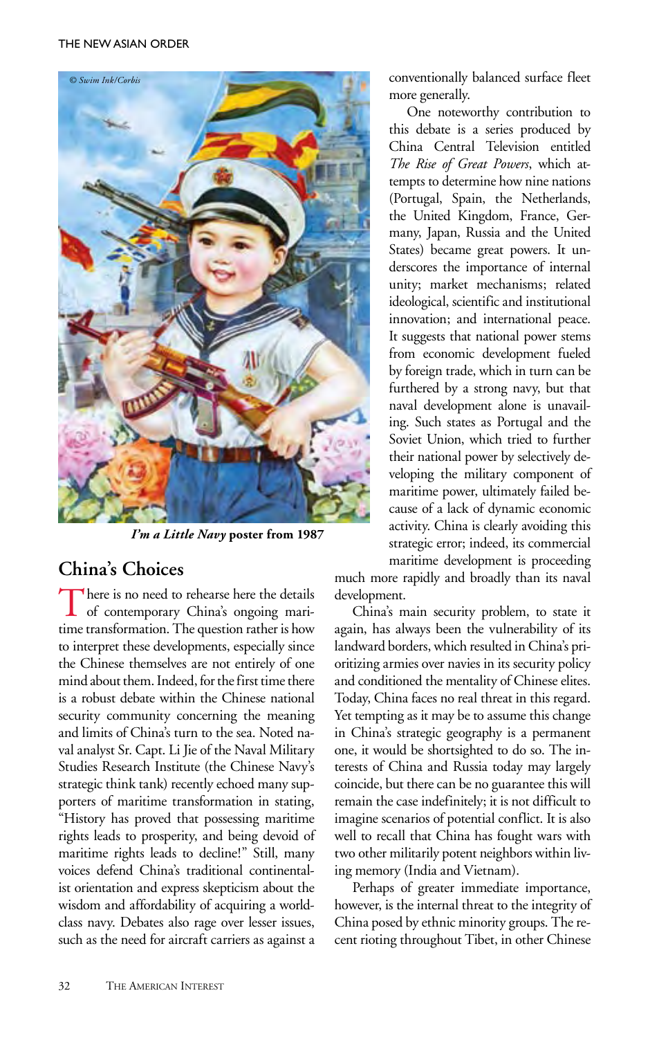conventionally balanced surface fleet more generally.

One noteworthy contribution to this debate is a series produced by China Central Television entitled *The Rise of Great Powers*, which attempts to determine how nine nations (Portugal, Spain, the Netherlands, the United Kingdom, France, Germany, Japan, Russia and the United States) became great powers. It underscores the importance of internal unity; market mechanisms; related ideological, scientific and institutional innovation; and international peace. It suggests that national power stems from economic development fueled by foreign trade, which in turn can be furthered by a strong navy, but that naval development alone is unavailing. Such states as Portugal and the Soviet Union, which tried to further their national power by selectively developing the military component of maritime power, ultimately failed because of a lack of dynamic economic activity. China is clearly avoiding this strategic error; indeed, its commercial maritime development is proceeding much more rapidly and broadly than its naval development.

China's main security problem, to state it again, has always been the vulnerability of its landward borders, which resulted in China's prioritizing armies over navies in its security policy and conditioned the mentality of Chinese elites. Today, China faces no real threat in this regard. Yet tempting as it may be to assume this change in China's strategic geography is a permanent one, it would be shortsighted to do so. The interests of China and Russia today may largely coincide, but there can be no guarantee this will remain the case indefinitely; it is not difficult to imagine scenarios of potential conflict. It is also well to recall that China has fought wars with two other militarily potent neighbors within living memory (India and Vietnam).

Perhaps of greater immediate importance, however, is the internal threat to the integrity of China posed by ethnic minority groups. The recent rioting throughout Tibet, in other Chinese

*I'm a Little Navy* **poster from 1987**

## China's Choices

There is no need to rehearse here the details of contemporary China's ongoing maritime transformation. The question rather is how to interpret these developments, especially since the Chinese themselves are not entirely of one mind about them. Indeed, for the first time there is a robust debate within the Chinese national security community concerning the meaning and limits of China's turn to the sea. Noted naval analyst Sr. Capt. Li Jie of the Naval Military Studies Research Institute (the Chinese Navy's strategic think tank) recently echoed many supporters of maritime transformation in stating, "History has proved that possessing maritime rights leads to prosperity, and being devoid of maritime rights leads to decline!" Still, many voices defend China's traditional continentalist orientation and express skepticism about the wisdom and affordability of acquiring a world-class navy. Debates also rage over lesser issues, such as the need for aircraft carriers as against a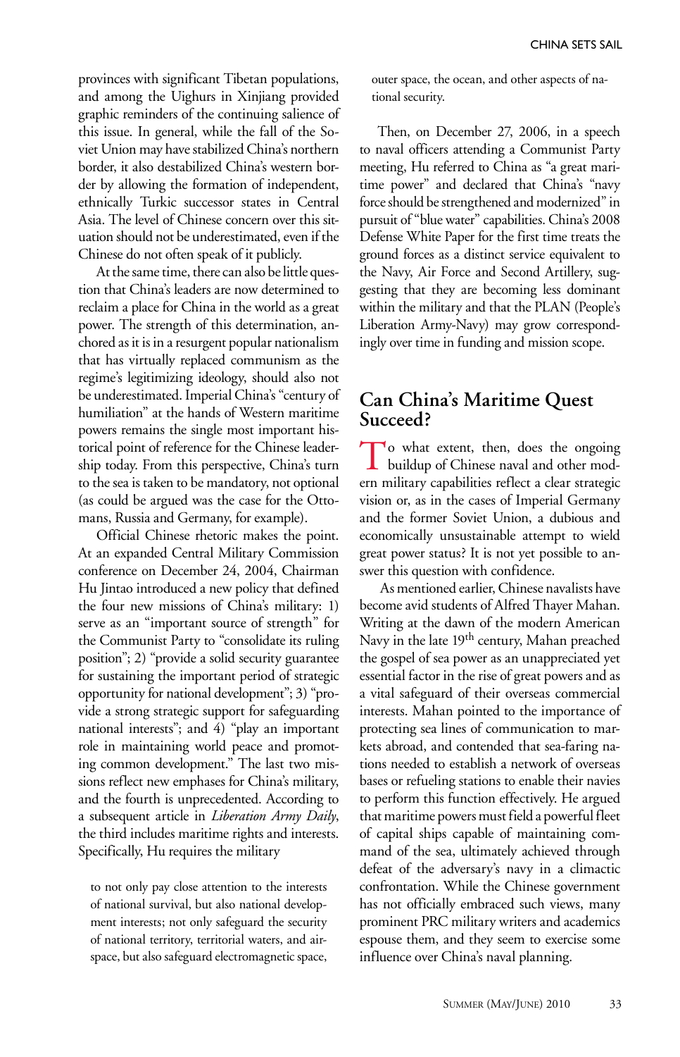provinces with significant Tibetan populations, and among the Uighurs in Xinjiang provided graphic reminders of the continuing salience of this issue. In general, while the fall of the Soviet Union may have stabilized China's northern border, it also destabilized China's western border by allowing the formation of independent, ethnically Turkic successor states in Central Asia. The level of Chinese concern over this situation should not be underestimated, even if the Chinese do not often speak of it publicly.

At the same time, there can also be little question that China's leaders are now determined to reclaim a place for China in the world as a great power. The strength of this determination, anchored as it is in a resurgent popular nationalism that has virtually replaced communism as the regime's legitimizing ideology, should also not be underestimated. Imperial China's "century of humiliation" at the hands of Western maritime powers remains the single most important historical point of reference for the Chinese leadership today. From this perspective, China's turn to the sea is taken to be mandatory, not optional (as could be argued was the case for the Ottomans, Russia and Germany, for example).

Official Chinese rhetoric makes the point. At an expanded Central Military Commission conference on December 24, 2004, Chairman Hu Jintao introduced a new policy that defined the four new missions of China's military: 1) serve as an "important source of strength" for the Communist Party to "consolidate its ruling position"; 2) "provide a solid security guarantee for sustaining the important period of strategic opportunity for national development"; 3) "provide a strong strategic support for safeguarding national interests"; and 4) "play an important role in maintaining world peace and promoting common development." The last two missions reflect new emphases for China's military, and the fourth is unprecedented. According to a subsequent article in *Liberation Army Daily*, the third includes maritime rights and interests. Specifically, Hu requires the military

> to not only pay close attention to the interests of national survival, but also national development interests; not only safeguard the security of national territory, territorial waters, and airspace, but also safeguard electromagnetic space, outer space, the ocean, and other aspects of national security.

Then, on December 27, 2006, in a speech to naval officers attending a Communist Party meeting, Hu referred to China as "a great maritime power" and declared that China's "navy force should be strengthened and modernized" in pursuit of "blue water" capabilities. China's 2008 Defense White Paper for the first time treats the ground forces as a distinct service equivalent to the Navy, Air Force and Second Artillery, suggesting that they are becoming less dominant within the military and that the PLAN (People's Liberation Army-Navy) may grow correspondingly over time in funding and mission scope.

## Can China's Maritime Quest Succeed?

To what extent, then, does the ongoing buildup of Chinese naval and other modern military capabilities reflect a clear strategic vision or, as in the cases of Imperial Germany and the former Soviet Union, a dubious and economically unsustainable attempt to wield great power status? It is not yet possible to answer this question with confidence.

As mentioned earlier, Chinese navalists have become avid students of Alfred Thayer Mahan. Writing at the dawn of the modern American Navy in the late 19th century, Mahan preached the gospel of sea power as an unappreciated yet essential factor in the rise of great powers and as a vital safeguard of their overseas commercial interests. Mahan pointed to the importance of protecting sea lines of communication to markets abroad, and contended that sea-faring nations needed to establish a network of overseas bases or refueling stations to enable their navies to perform this function effectively. He argued that maritime powers must field a powerful fleet of capital ships capable of maintaining command of the sea, ultimately achieved through defeat of the adversary's navy in a climactic confrontation. While the Chinese government has not officially embraced such views, many prominent PRC military writers and academics espouse them, and they seem to exercise some influence over China's naval planning.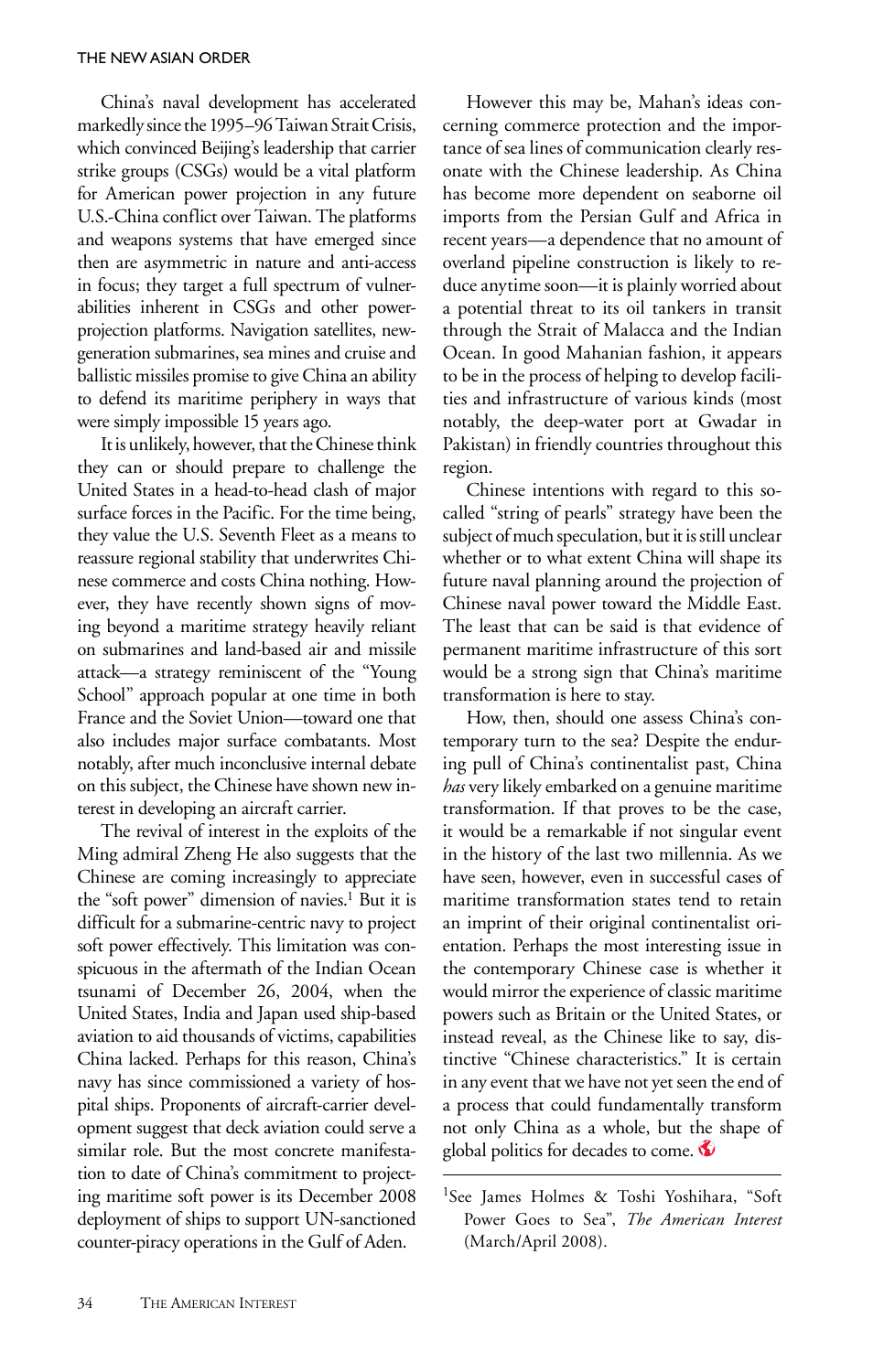China's naval development has accelerated markedly since the 1995–96 Taiwan Strait Crisis, which convinced Beijing's leadership that carrier strike groups (CSGs) would be a vital platform for American power projection in any future U.S.-China conflict over Taiwan. The platforms and weapons systems that have emerged since then are asymmetric in nature and anti-access in focus; they target a full spectrum of vulnerabilities inherent in CSGs and other power-projection platforms. Navigation satellites, new-generation submarines, sea mines and cruise and ballistic missiles promise to give China an ability to defend its maritime periphery in ways that were simply impossible 15 years ago.

It is unlikely, however, that the Chinese think they can or should prepare to challenge the United States in a head-to-head clash of major surface forces in the Pacific. For the time being, they value the U.S. Seventh Fleet as a means to reassure regional stability that underwrites Chinese commerce and costs China nothing. However, they have recently shown signs of moving beyond a maritime strategy heavily reliant on submarines and land-based air and missile attack—a strategy reminiscent of the "Young School" approach popular at one time in both France and the Soviet Union—toward one that also includes major surface combatants. Most notably, after much inconclusive internal debate on this subject, the Chinese have shown new interest in developing an aircraft carrier.

The revival of interest in the exploits of the Ming admiral Zheng He also suggests that the Chinese are coming increasingly to appreciate the "soft power" dimension of navies.[1] But it is difficult for a submarine-centric navy to project soft power effectively. This limitation was conspicuous in the aftermath of the Indian Ocean tsunami of December 26, 2004, when the United States, India and Japan used ship-based aviation to aid thousands of victims, capabilities China lacked. Perhaps for this reason, China's navy has since commissioned a variety of hospital ships. Proponents of aircraft-carrier development suggest that deck aviation could serve a similar role. But the most concrete manifestation to date of China's commitment to projecting maritime soft power is its December 2008 deployment of ships to support UN-sanctioned counter-piracy operations in the Gulf of Aden.

However this may be, Mahan's ideas concerning commerce protection and the importance of sea lines of communication clearly resonate with the Chinese leadership. As China has become more dependent on seaborne oil imports from the Persian Gulf and Africa in recent years—a dependence that no amount of overland pipeline construction is likely to reduce anytime soon—it is plainly worried about a potential threat to its oil tankers in transit through the Strait of Malacca and the Indian Ocean. In good Mahanian fashion, it appears to be in the process of helping to develop facilities and infrastructure of various kinds (most notably, the deep-water port at Gwadar in Pakistan) in friendly countries throughout this region.

Chinese intentions with regard to this so-called "string of pearls" strategy have been the subject of much speculation, but it is still unclear whether or to what extent China will shape its future naval planning around the projection of Chinese naval power toward the Middle East. The least that can be said is that evidence of permanent maritime infrastructure of this sort would be a strong sign that China's maritime transformation is here to stay.

How, then, should one assess China's contemporary turn to the sea? Despite the enduring pull of China's continentalist past, China *has* very likely embarked on a genuine maritime transformation. If that proves to be the case, it would be a remarkable if not singular event in the history of the last two millennia. As we have seen, however, even in successful cases of maritime transformation states tend to retain an imprint of their original continentalist orientation. Perhaps the most interesting issue in the contemporary Chinese case is whether it would mirror the experience of classic maritime powers such as Britain or the United States, or instead reveal, as the Chinese like to say, distinctive "Chinese characteristics." It is certain in any event that we have not yet seen the end of a process that could fundamentally transform not only China as a whole, but the shape of global politics for decades to come.

---

[1] See James Holmes & Toshi Yoshihara, "Soft Power Goes to Sea", *The American Interest* (March/April 2008).